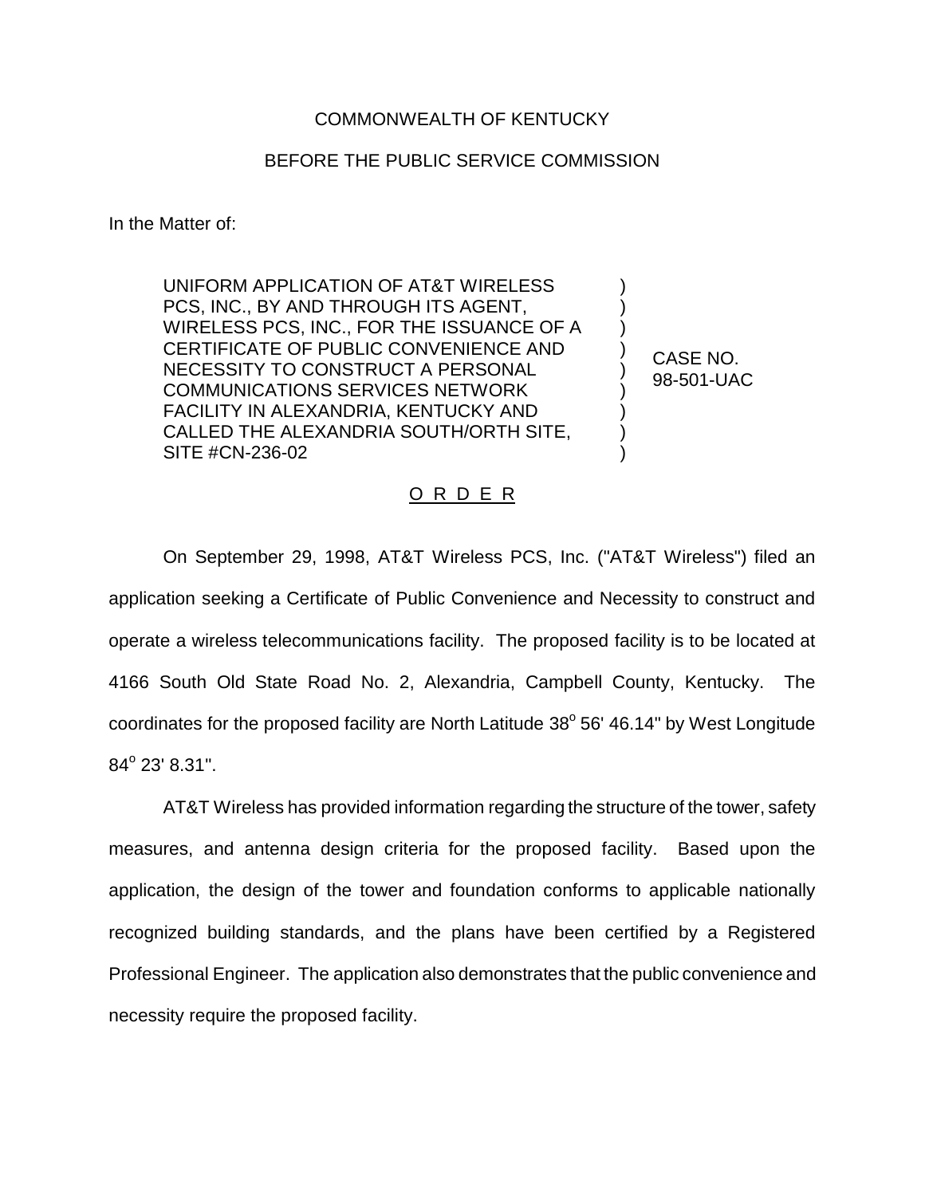COMMONWEALTH OF KENTUCKY

BEFORE THE PUBLIC SERVICE COMMISSION

In the Matter of:

| | | |
|---|---|---|
| UNIFORM APPLICATION OF AT&T WIRELESS PCS, INC., BY AND THROUGH ITS AGENT, WIRELESS PCS, INC., FOR THE ISSUANCE OF A CERTIFICATE OF PUBLIC CONVENIENCE AND NECESSITY TO CONSTRUCT A PERSONAL COMMUNICATIONS SERVICES NETWORK FACILITY IN ALEXANDRIA, KENTUCKY AND CALLED THE ALEXANDRIA SOUTH/ORTH SITE, SITE #CN-236-02 | ) | CASE NO. 98-501-UAC |

O R D E R

On September 29, 1998, AT&T Wireless PCS, Inc. ("AT&T Wireless") filed an application seeking a Certificate of Public Convenience and Necessity to construct and operate a wireless telecommunications facility. The proposed facility is to be located at 4166 South Old State Road No. 2, Alexandria, Campbell County, Kentucky. The coordinates for the proposed facility are North Latitude 38° 56' 46.14" by West Longitude 84° 23' 8.31".

AT&T Wireless has provided information regarding the structure of the tower, safety measures, and antenna design criteria for the proposed facility. Based upon the application, the design of the tower and foundation conforms to applicable nationally recognized building standards, and the plans have been certified by a Registered Professional Engineer. The application also demonstrates that the public convenience and necessity require the proposed facility.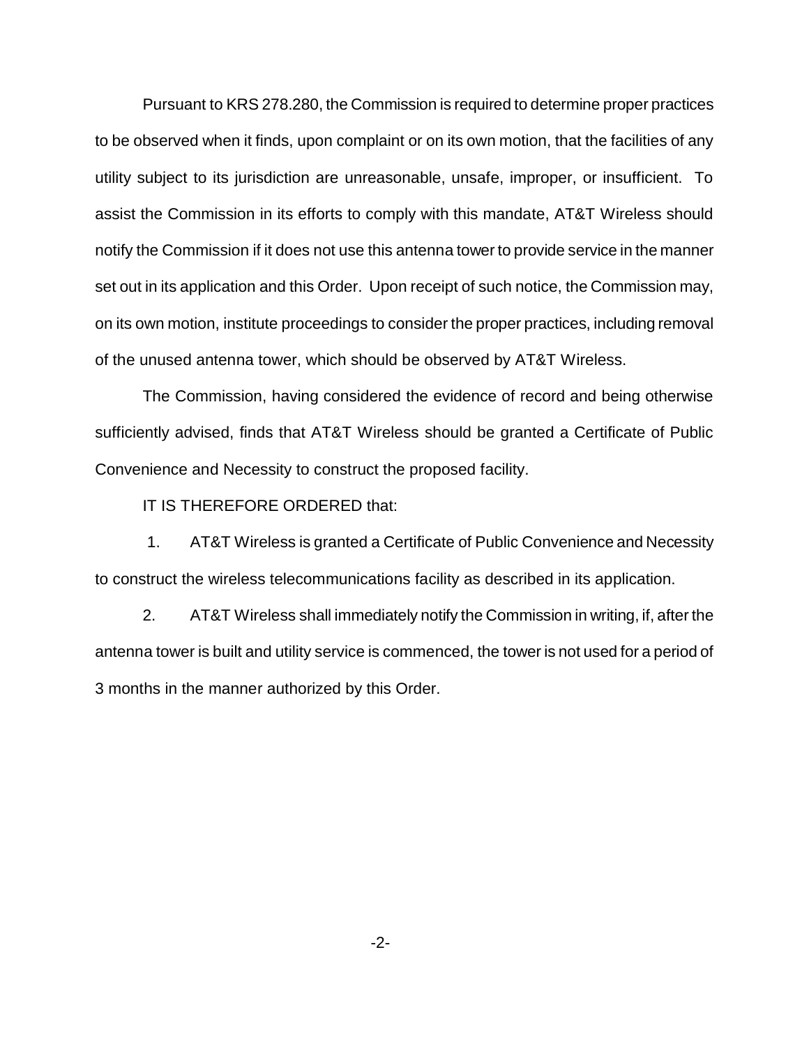Pursuant to KRS 278.280, the Commission is required to determine proper practices to be observed when it finds, upon complaint or on its own motion, that the facilities of any utility subject to its jurisdiction are unreasonable, unsafe, improper, or insufficient. To assist the Commission in its efforts to comply with this mandate, AT&T Wireless should notify the Commission if it does not use this antenna tower to provide service in the manner set out in its application and this Order. Upon receipt of such notice, the Commission may, on its own motion, institute proceedings to consider the proper practices, including removal of the unused antenna tower, which should be observed by AT&T Wireless.

The Commission, having considered the evidence of record and being otherwise sufficiently advised, finds that AT&T Wireless should be granted a Certificate of Public Convenience and Necessity to construct the proposed facility.

IT IS THEREFORE ORDERED that:

1. AT&T Wireless is granted a Certificate of Public Convenience and Necessity to construct the wireless telecommunications facility as described in its application.

2. AT&T Wireless shall immediately notify the Commission in writing, if, after the antenna tower is built and utility service is commenced, the tower is not used for a period of 3 months in the manner authorized by this Order.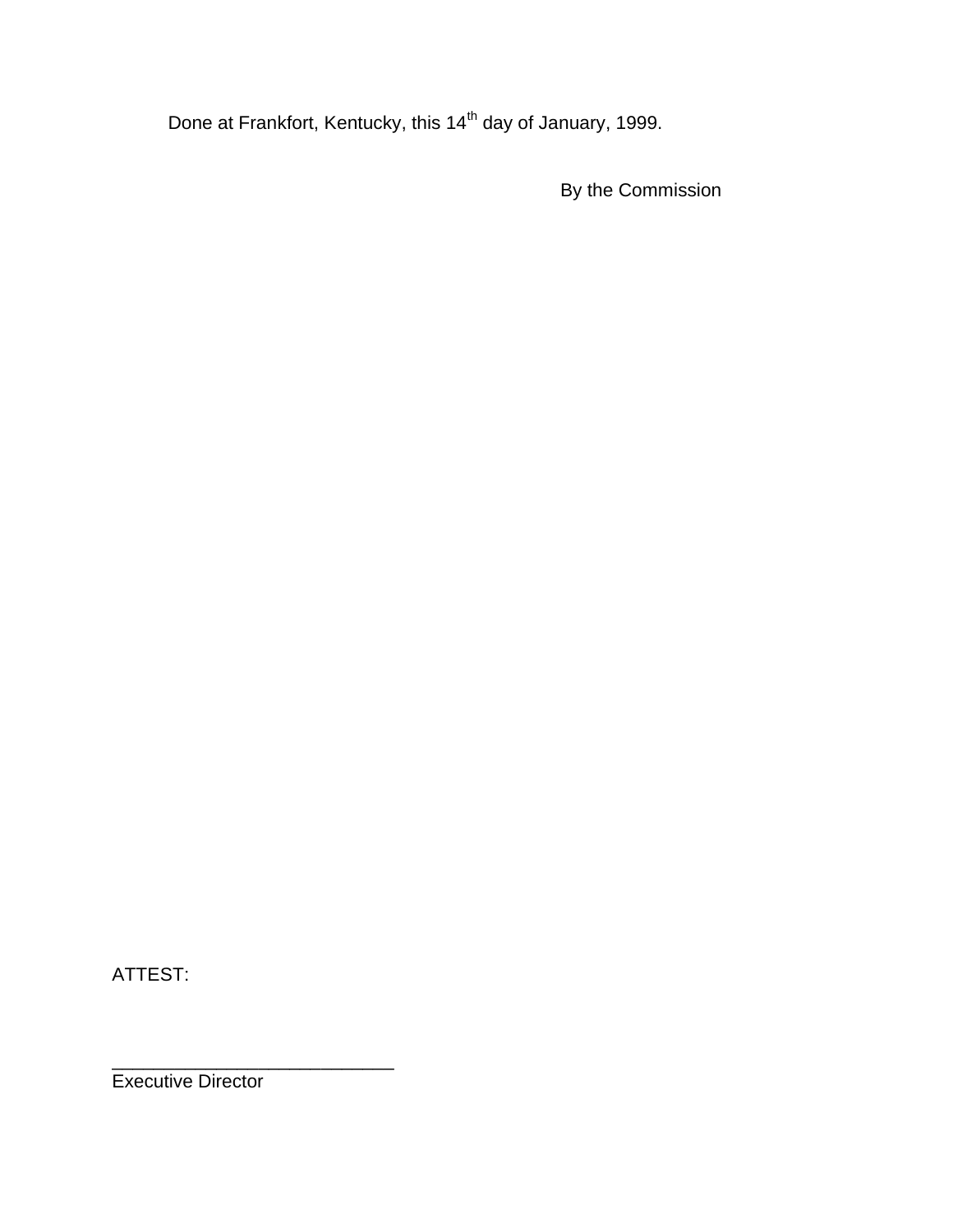Done at Frankfort, Kentucky, this 14th day of January, 1999.

By the Commission

ATTEST:

___________________________

Executive Director